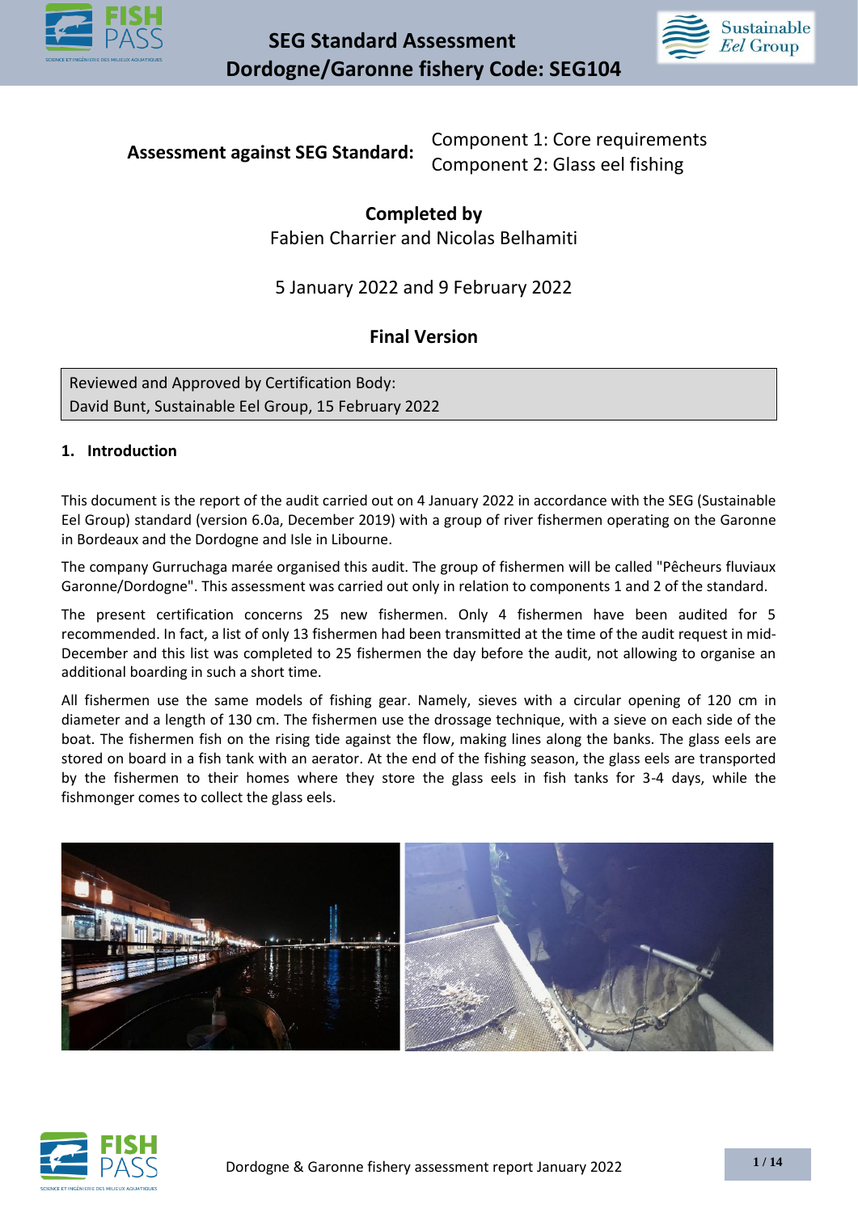# SEG Standard Assessment
# Dordogne/Garonne fishery Code: SEG104

**Assessment against SEG Standard:** Component 1: Core requirements
Component 2: Glass eel fishing

**Completed by**
Fabien Charrier and Nicolas Belhamiti

5 January 2022 and 9 February 2022

**Final Version**

Reviewed and Approved by Certification Body:
David Bunt, Sustainable Eel Group, 15 February 2022

## 1. Introduction

This document is the report of the audit carried out on 4 January 2022 in accordance with the SEG (Sustainable Eel Group) standard (version 6.0a, December 2019) with a group of river fishermen operating on the Garonne in Bordeaux and the Dordogne and Isle in Libourne.

The company Gurruchaga marée organised this audit. The group of fishermen will be called "Pêcheurs fluviaux Garonne/Dordogne". This assessment was carried out only in relation to components 1 and 2 of the standard.

The present certification concerns 25 new fishermen. Only 4 fishermen have been audited for 5 recommended. In fact, a list of only 13 fishermen had been transmitted at the time of the audit request in mid-December and this list was completed to 25 fishermen the day before the audit, not allowing to organise an additional boarding in such a short time.

All fishermen use the same models of fishing gear. Namely, sieves with a circular opening of 120 cm in diameter and a length of 130 cm. The fishermen use the drossage technique, with a sieve on each side of the boat. The fishermen fish on the rising tide against the flow, making lines along the banks. The glass eels are stored on board in a fish tank with an aerator. At the end of the fishing season, the glass eels are transported by the fishermen to their homes where they store the glass eels in fish tanks for 3-4 days, while the fishmonger comes to collect the glass eels.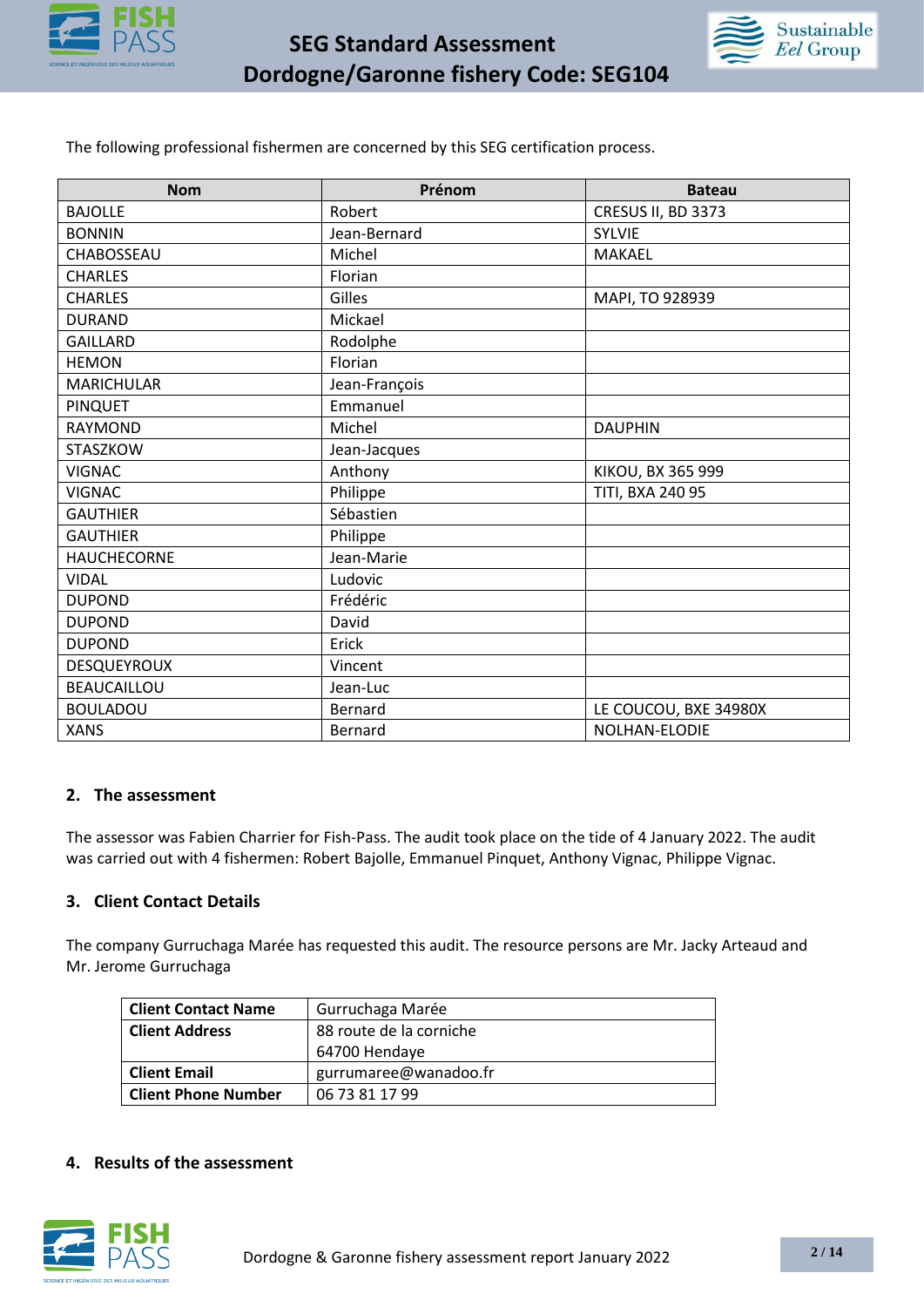The following professional fishermen are concerned by this SEG certification process.

| Nom | Prénom | Bateau |
|---|---|---|
| BAJOLLE | Robert | CRESUS II, BD 3373 |
| BONNIN | Jean-Bernard | SYLVIE |
| CHABOSSEAU | Michel | MAKAEL |
| CHARLES | Florian | |
| CHARLES | Gilles | MAPI, TO 928939 |
| DURAND | Mickael | |
| GAILLARD | Rodolphe | |
| HEMON | Florian | |
| MARICHULAR | Jean-François | |
| PINQUET | Emmanuel | |
| RAYMOND | Michel | DAUPHIN |
| STASZKOW | Jean-Jacques | |
| VIGNAC | Anthony | KIKOU, BX 365 999 |
| VIGNAC | Philippe | TITI, BXA 240 95 |
| GAUTHIER | Sébastien | |
| GAUTHIER | Philippe | |
| HAUCHECORNE | Jean-Marie | |
| VIDAL | Ludovic | |
| DUPOND | Frédéric | |
| DUPOND | David | |
| DUPOND | Erick | |
| DESQUEYROUX | Vincent | |
| BEAUCAILLOU | Jean-Luc | |
| BOULADOU | Bernard | LE COUCOU, BXE 34980X |
| XANS | Bernard | NOLHAN-ELODIE |

## 2. The assessment

The assessor was Fabien Charrier for Fish-Pass. The audit took place on the tide of 4 January 2022. The audit was carried out with 4 fishermen: Robert Bajolle, Emmanuel Pinquet, Anthony Vignac, Philippe Vignac.

## 3. Client Contact Details

The company Gurruchaga Marée has requested this audit. The resource persons are Mr. Jacky Arteaud and Mr. Jerome Gurruchaga

| **Client Contact Name** | Gurruchaga Marée |
|---|---|
| **Client Address** | 88 route de la corniche<br>64700 Hendaye |
| **Client Email** | gurrumaree@wanadoo.fr |
| **Client Phone Number** | 06 73 81 17 99 |

## 4. Results of the assessment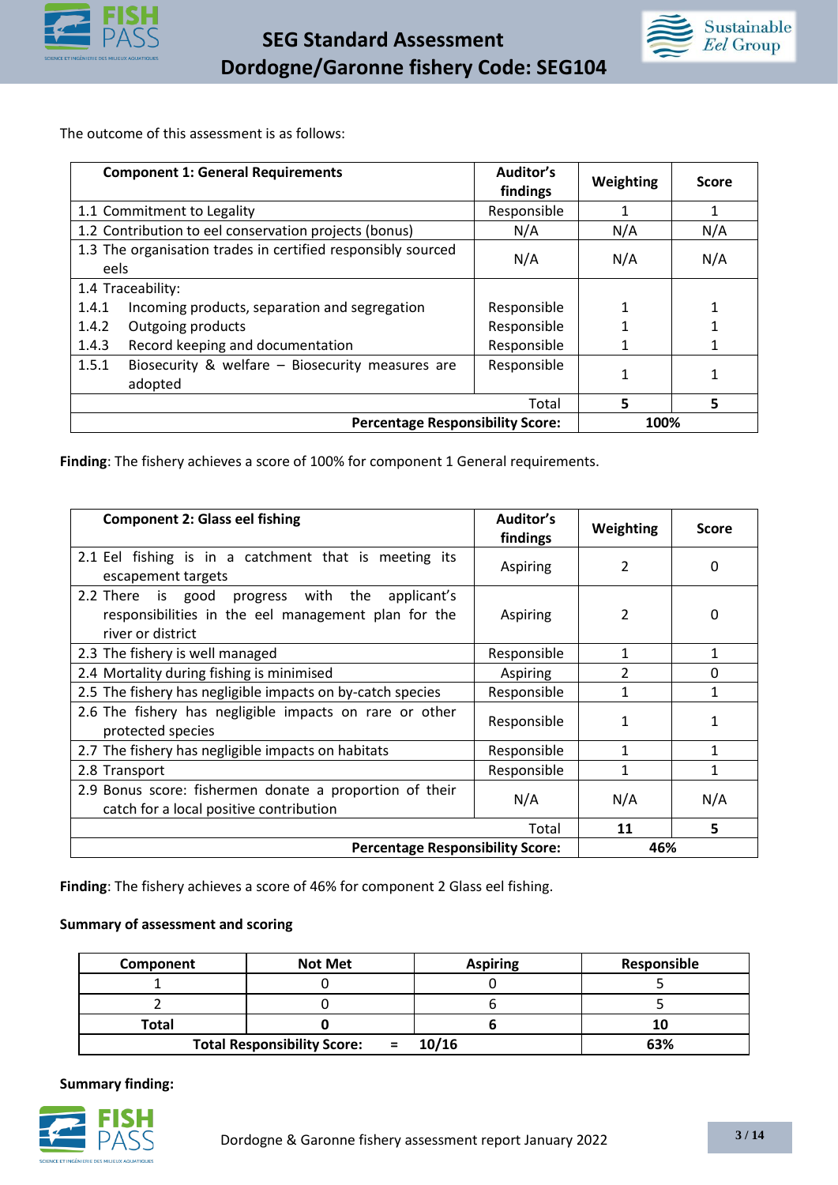The outcome of this assessment is as follows:

| Component 1: General Requirements | Auditor's findings | Weighting | Score |
|---|---|---|---|
| 1.1 Commitment to Legality | Responsible | 1 | 1 |
| 1.2 Contribution to eel conservation projects (bonus) | N/A | N/A | N/A |
| 1.3 The organisation trades in certified responsibly sourced eels | N/A | N/A | N/A |
| 1.4 Traceability: | | | |
| 1.4.1 Incoming products, separation and segregation | Responsible | 1 | 1 |
| 1.4.2 Outgoing products | Responsible | 1 | 1 |
| 1.4.3 Record keeping and documentation | Responsible | 1 | 1 |
| 1.5.1 Biosecurity & welfare – Biosecurity measures are adopted | Responsible | 1 | 1 |
| Total | | 5 | 5 |
| **Percentage Responsibility Score:** | | **100%** | |

**Finding**: The fishery achieves a score of 100% for component 1 General requirements.

| Component 2: Glass eel fishing | Auditor's findings | Weighting | Score |
|---|---|---|---|
| 2.1 Eel fishing is in a catchment that is meeting its escapement targets | Aspiring | 2 | 0 |
| 2.2 There is good progress with the applicant's responsibilities in the eel management plan for the river or district | Aspiring | 2 | 0 |
| 2.3 The fishery is well managed | Responsible | 1 | 1 |
| 2.4 Mortality during fishing is minimised | Aspiring | 2 | 0 |
| 2.5 The fishery has negligible impacts on by-catch species | Responsible | 1 | 1 |
| 2.6 The fishery has negligible impacts on rare or other protected species | Responsible | 1 | 1 |
| 2.7 The fishery has negligible impacts on habitats | Responsible | 1 | 1 |
| 2.8 Transport | Responsible | 1 | 1 |
| 2.9 Bonus score: fishermen donate a proportion of their catch for a local positive contribution | N/A | N/A | N/A |
| Total | | **11** | **5** |
| **Percentage Responsibility Score:** | | **46%** | |

**Finding**: The fishery achieves a score of 46% for component 2 Glass eel fishing.

**Summary of assessment and scoring**

| Component | Not Met | Aspiring | Responsible |
|---|---|---|---|
| 1 | 0 | 0 | 5 |
| 2 | 0 | 6 | 5 |
| **Total** | **0** | **6** | **10** |
| **Total Responsibility Score: = 10/16** | | | **63%** |

**Summary finding:**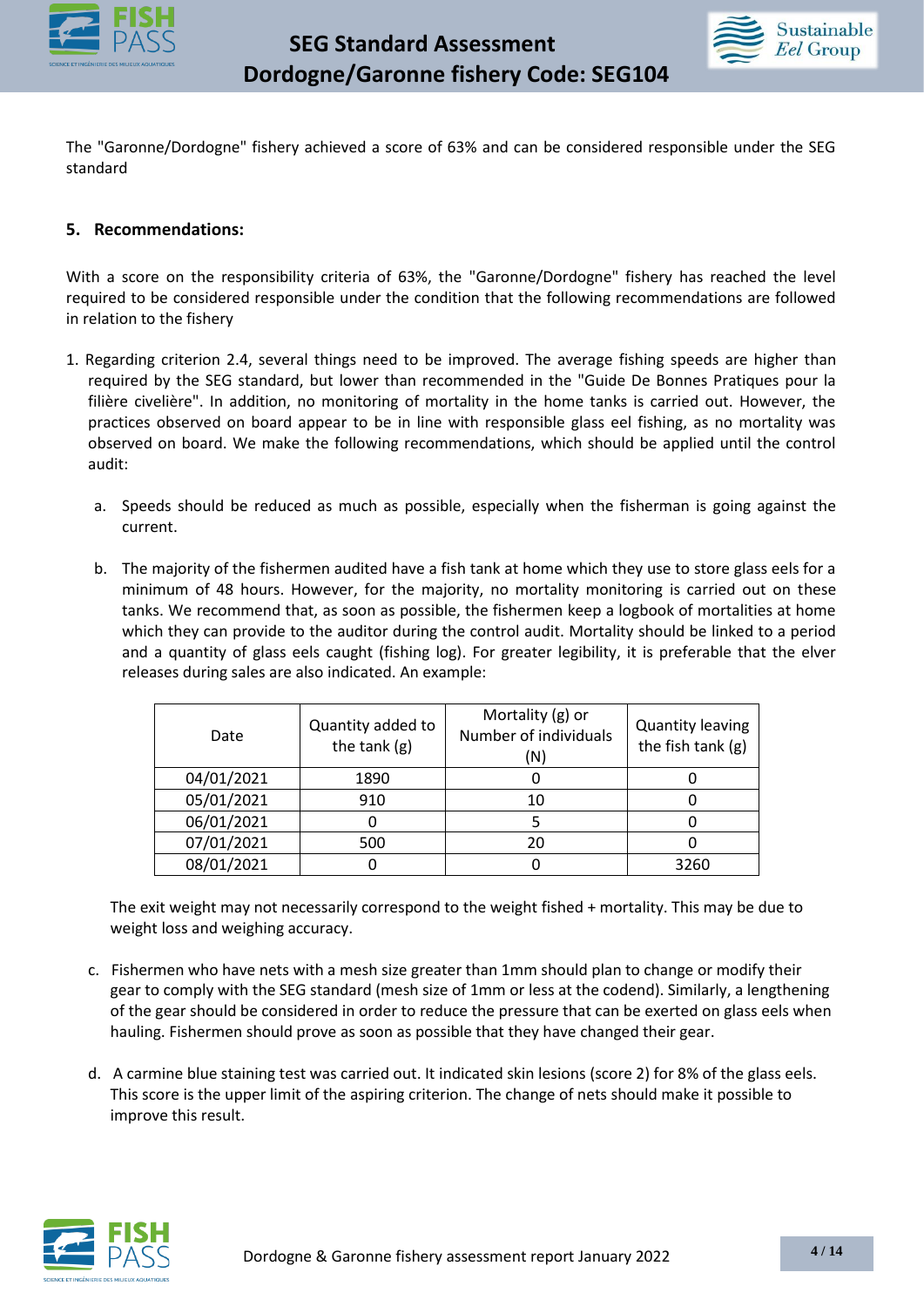The "Garonne/Dordogne" fishery achieved a score of 63% and can be considered responsible under the SEG standard

## 5. Recommendations:

With a score on the responsibility criteria of 63%, the "Garonne/Dordogne" fishery has reached the level required to be considered responsible under the condition that the following recommendations are followed in relation to the fishery

1. Regarding criterion 2.4, several things need to be improved. The average fishing speeds are higher than required by the SEG standard, but lower than recommended in the "Guide De Bonnes Pratiques pour la filière civelière". In addition, no monitoring of mortality in the home tanks is carried out. However, the practices observed on board appear to be in line with responsible glass eel fishing, as no mortality was observed on board. We make the following recommendations, which should be applied until the control audit:

   a. Speeds should be reduced as much as possible, especially when the fisherman is going against the current.

   b. The majority of the fishermen audited have a fish tank at home which they use to store glass eels for a minimum of 48 hours. However, for the majority, no mortality monitoring is carried out on these tanks. We recommend that, as soon as possible, the fishermen keep a logbook of mortalities at home which they can provide to the auditor during the control audit. Mortality should be linked to a period and a quantity of glass eels caught (fishing log). For greater legibility, it is preferable that the elver releases during sales are also indicated. An example:

   | Date | Quantity added to the tank (g) | Mortality (g) or Number of individuals (N) | Quantity leaving the fish tank (g) |
   |---|---|---|---|
   | 04/01/2021 | 1890 | 0 | 0 |
   | 05/01/2021 | 910 | 10 | 0 |
   | 06/01/2021 | 0 | 5 | 0 |
   | 07/01/2021 | 500 | 20 | 0 |
   | 08/01/2021 | 0 | 0 | 3260 |

   The exit weight may not necessarily correspond to the weight fished + mortality. This may be due to weight loss and weighing accuracy.

   c. Fishermen who have nets with a mesh size greater than 1mm should plan to change or modify their gear to comply with the SEG standard (mesh size of 1mm or less at the codend). Similarly, a lengthening of the gear should be considered in order to reduce the pressure that can be exerted on glass eels when hauling. Fishermen should prove as soon as possible that they have changed their gear.

   d. A carmine blue staining test was carried out. It indicated skin lesions (score 2) for 8% of the glass eels. This score is the upper limit of the aspiring criterion. The change of nets should make it possible to improve this result.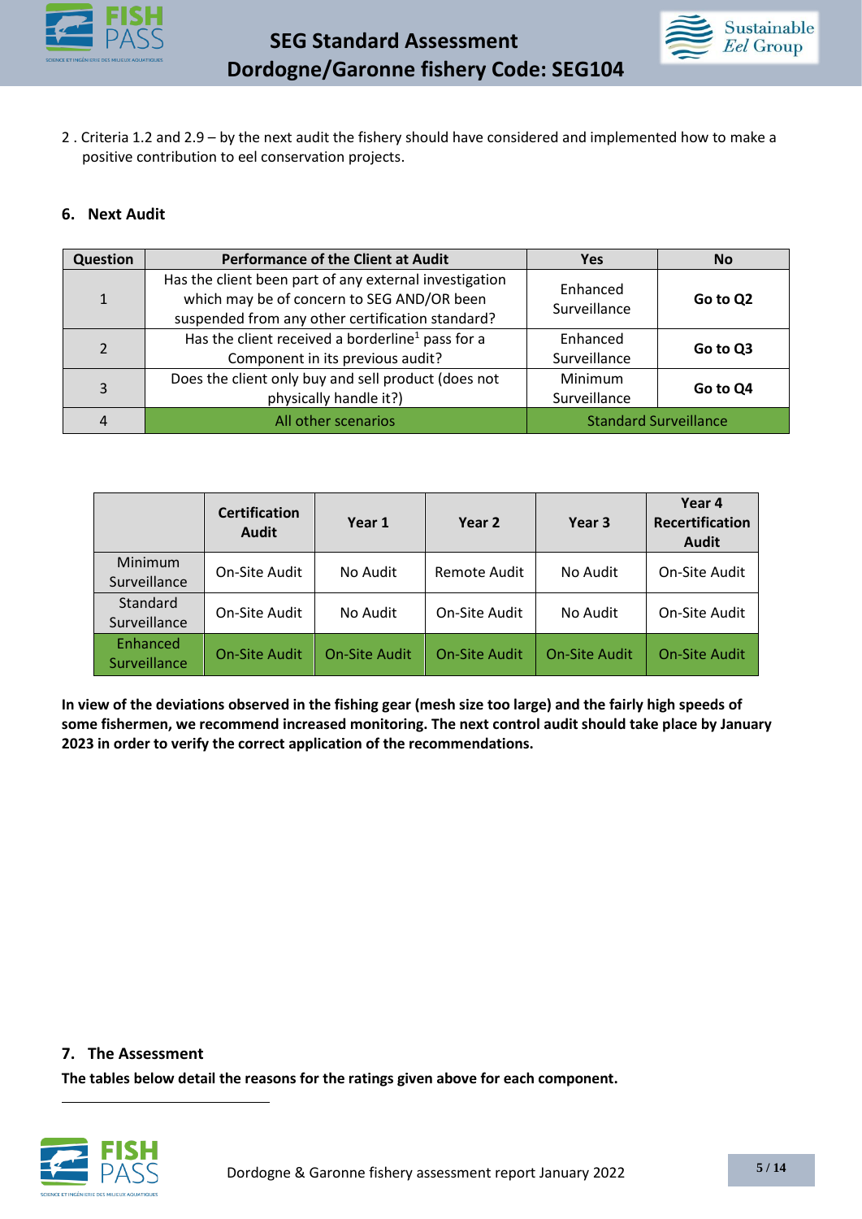2 . Criteria 1.2 and 2.9 – by the next audit the fishery should have considered and implemented how to make a positive contribution to eel conservation projects.

## 6. Next Audit

| Question | Performance of the Client at Audit | Yes | No |
|---|---|---|---|
| 1 | Has the client been part of any external investigation which may be of concern to SEG AND/OR been suspended from any other certification standard? | Enhanced Surveillance | **Go to Q2** |
| 2 | Has the client received a borderline[1] pass for a Component in its previous audit? | Enhanced Surveillance | **Go to Q3** |
| 3 | Does the client only buy and sell product (does not physically handle it?) | Minimum Surveillance | **Go to Q4** |
| 4 | All other scenarios | Standard Surveillance | |

| | Certification Audit | Year 1 | Year 2 | Year 3 | Year 4 Recertification Audit |
|---|---|---|---|---|---|
| Minimum Surveillance | On-Site Audit | No Audit | Remote Audit | No Audit | On-Site Audit |
| Standard Surveillance | On-Site Audit | No Audit | On-Site Audit | No Audit | On-Site Audit |
| Enhanced Surveillance | On-Site Audit | On-Site Audit | On-Site Audit | On-Site Audit | On-Site Audit |

**In view of the deviations observed in the fishing gear (mesh size too large) and the fairly high speeds of some fishermen, we recommend increased monitoring. The next control audit should take place by January 2023 in order to verify the correct application of the recommendations.**

## 7. The Assessment

**The tables below detail the reasons for the ratings given above for each component.**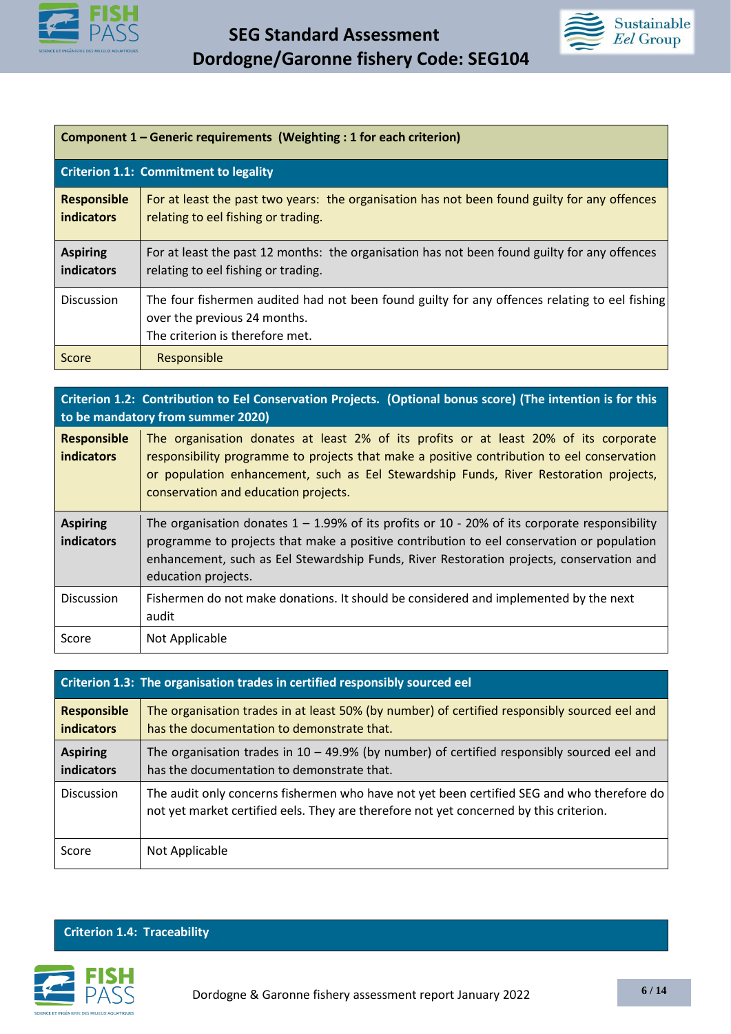| Component 1 – Generic requirements (Weighting : 1 for each criterion) | |
|---|---|
| **Criterion 1.1: Commitment to legality** | |
| **Responsible indicators** | For at least the past two years: the organisation has not been found guilty for any offences relating to eel fishing or trading. |
| **Aspiring indicators** | For at least the past 12 months: the organisation has not been found guilty for any offences relating to eel fishing or trading. |
| Discussion | The four fishermen audited had not been found guilty for any offences relating to eel fishing over the previous 24 months.<br>The criterion is therefore met. |
| Score | Responsible |

| Criterion 1.2: Contribution to Eel Conservation Projects. (Optional bonus score) (The intention is for this to be mandatory from summer 2020) | |
|---|---|
| **Responsible indicators** | The organisation donates at least 2% of its profits or at least 20% of its corporate responsibility programme to projects that make a positive contribution to eel conservation or population enhancement, such as Eel Stewardship Funds, River Restoration projects, conservation and education projects. |
| **Aspiring indicators** | The organisation donates 1 – 1.99% of its profits or 10 - 20% of its corporate responsibility programme to projects that make a positive contribution to eel conservation or population enhancement, such as Eel Stewardship Funds, River Restoration projects, conservation and education projects. |
| Discussion | Fishermen do not make donations. It should be considered and implemented by the next audit |
| Score | Not Applicable |

| Criterion 1.3: The organisation trades in certified responsibly sourced eel | |
|---|---|
| **Responsible indicators** | The organisation trades in at least 50% (by number) of certified responsibly sourced eel and has the documentation to demonstrate that. |
| **Aspiring indicators** | The organisation trades in 10 – 49.9% (by number) of certified responsibly sourced eel and has the documentation to demonstrate that. |
| Discussion | The audit only concerns fishermen who have not yet been certified SEG and who therefore do not yet market certified eels. They are therefore not yet concerned by this criterion. |
| Score | Not Applicable |

| Criterion 1.4: Traceability |
|---|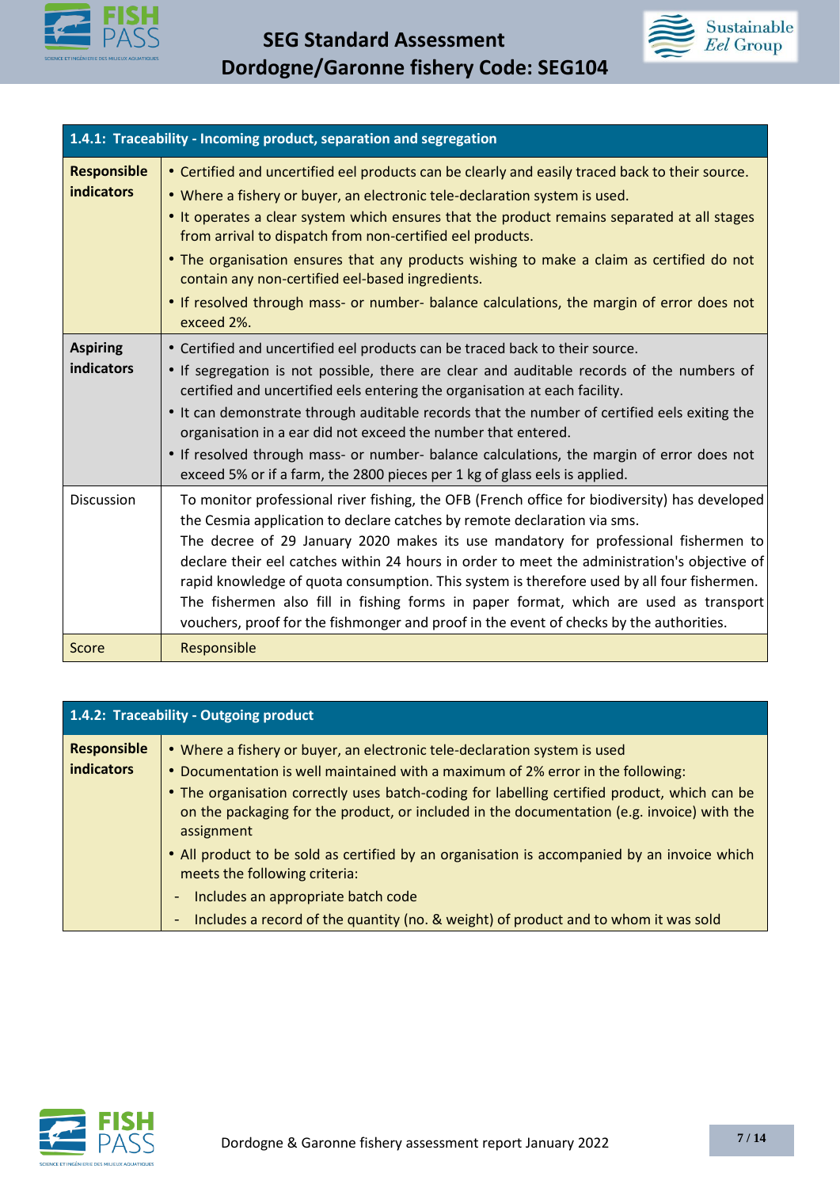| 1.4.1: Traceability - Incoming product, separation and segregation | |
|---|---|
| **Responsible indicators** | • Certified and uncertified eel products can be clearly and easily traced back to their source.<br>• Where a fishery or buyer, an electronic tele-declaration system is used.<br>• It operates a clear system which ensures that the product remains separated at all stages from arrival to dispatch from non-certified eel products.<br>• The organisation ensures that any products wishing to make a claim as certified do not contain any non-certified eel-based ingredients.<br>• If resolved through mass- or number- balance calculations, the margin of error does not exceed 2%. |
| **Aspiring indicators** | • Certified and uncertified eel products can be traced back to their source.<br>• If segregation is not possible, there are clear and auditable records of the numbers of certified and uncertified eels entering the organisation at each facility.<br>• It can demonstrate through auditable records that the number of certified eels exiting the organisation in a ear did not exceed the number that entered.<br>• If resolved through mass- or number- balance calculations, the margin of error does not exceed 5% or if a farm, the 2800 pieces per 1 kg of glass eels is applied. |
| Discussion | To monitor professional river fishing, the OFB (French office for biodiversity) has developed the Cesmia application to declare catches by remote declaration via sms.<br>The decree of 29 January 2020 makes its use mandatory for professional fishermen to declare their eel catches within 24 hours in order to meet the administration's objective of rapid knowledge of quota consumption. This system is therefore used by all four fishermen.<br>The fishermen also fill in fishing forms in paper format, which are used as transport vouchers, proof for the fishmonger and proof in the event of checks by the authorities. |
| Score | Responsible |

| 1.4.2: Traceability - Outgoing product | |
|---|---|
| **Responsible indicators** | • Where a fishery or buyer, an electronic tele-declaration system is used<br>• Documentation is well maintained with a maximum of 2% error in the following:<br>• The organisation correctly uses batch-coding for labelling certified product, which can be on the packaging for the product, or included in the documentation (e.g. invoice) with the assignment<br>• All product to be sold as certified by an organisation is accompanied by an invoice which meets the following criteria:<br>- Includes an appropriate batch code<br>- Includes a record of the quantity (no. & weight) of product and to whom it was sold |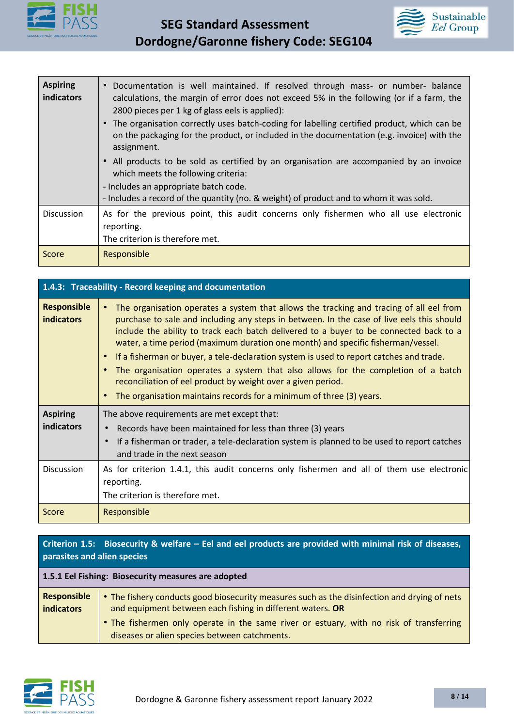| | |
|---|---|
| **Aspiring indicators** | • Documentation is well maintained. If resolved through mass- or number- balance calculations, the margin of error does not exceed 5% in the following (or if a farm, the 2800 pieces per 1 kg of glass eels is applied):<br>• The organisation correctly uses batch-coding for labelling certified product, which can be on the packaging for the product, or included in the documentation (e.g. invoice) with the assignment.<br>• All products to be sold as certified by an organisation are accompanied by an invoice which meets the following criteria:<br>- Includes an appropriate batch code.<br>- Includes a record of the quantity (no. & weight) of product and to whom it was sold. |
| Discussion | As for the previous point, this audit concerns only fishermen who all use electronic reporting.<br>The criterion is therefore met. |
| Score | Responsible |

| **1.4.3: Traceability - Record keeping and documentation** | |
|---|---|
| **Responsible indicators** | • The organisation operates a system that allows the tracking and tracing of all eel from purchase to sale and including any steps in between. In the case of live eels this should include the ability to track each batch delivered to a buyer to be connected back to a water, a time period (maximum duration one month) and specific fisherman/vessel.<br>• If a fisherman or buyer, a tele-declaration system is used to report catches and trade.<br>• The organisation operates a system that also allows for the completion of a batch reconciliation of eel product by weight over a given period.<br>• The organisation maintains records for a minimum of three (3) years. |
| **Aspiring indicators** | The above requirements are met except that:<br>• Records have been maintained for less than three (3) years<br>• If a fisherman or trader, a tele-declaration system is planned to be used to report catches and trade in the next season |
| Discussion | As for criterion 1.4.1, this audit concerns only fishermen and all of them use electronic reporting.<br>The criterion is therefore met. |
| Score | Responsible |

| **Criterion 1.5: Biosecurity & welfare – Eel and eel products are provided with minimal risk of diseases, parasites and alien species** | |
|---|---|
| **1.5.1 Eel Fishing: Biosecurity measures are adopted** | |
| **Responsible indicators** | • The fishery conducts good biosecurity measures such as the disinfection and drying of nets and equipment between each fishing in different waters. **OR**<br>• The fishermen only operate in the same river or estuary, with no risk of transferring diseases or alien species between catchments. |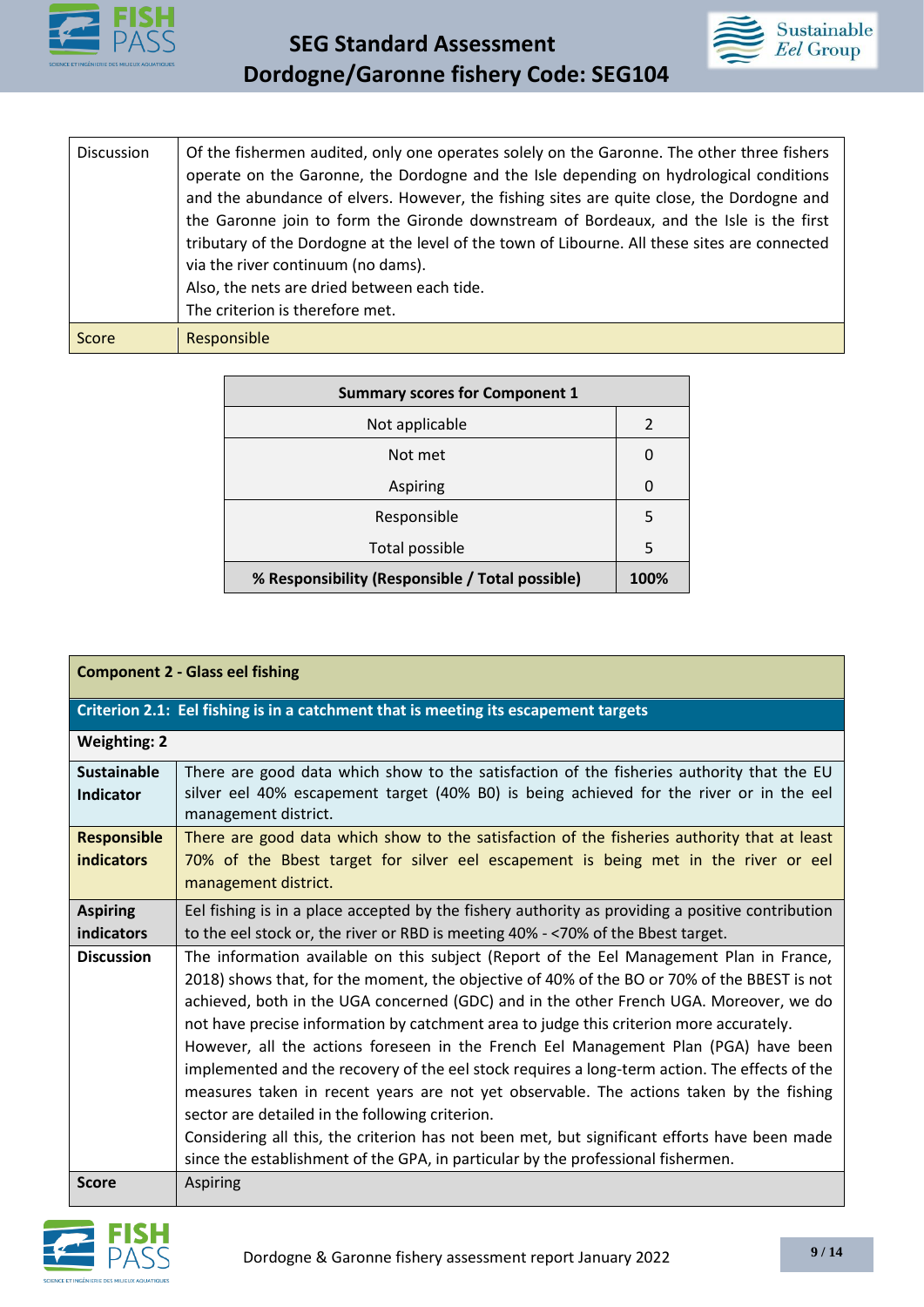| | |
|---|---|
| Discussion | Of the fishermen audited, only one operates solely on the Garonne. The other three fishers operate on the Garonne, the Dordogne and the Isle depending on hydrological conditions and the abundance of elvers. However, the fishing sites are quite close, the Dordogne and the Garonne join to form the Gironde downstream of Bordeaux, and the Isle is the first tributary of the Dordogne at the level of the town of Libourne. All these sites are connected via the river continuum (no dams).<br>Also, the nets are dried between each tide.<br>The criterion is therefore met. |
| Score | Responsible |

| Summary scores for Component 1 | |
|---|---|
| Not applicable | 2 |
| Not met | 0 |
| Aspiring | 0 |
| Responsible | 5 |
| Total possible | 5 |
| **% Responsibility (Responsible / Total possible)** | **100%** |

| **Component 2 - Glass eel fishing** | |
|---|---|
| **Criterion 2.1: Eel fishing is in a catchment that is meeting its escapement targets** | |
| **Weighting: 2** | |
| **Sustainable Indicator** | There are good data which show to the satisfaction of the fisheries authority that the EU silver eel 40% escapement target (40% B0) is being achieved for the river or in the eel management district. |
| **Responsible indicators** | There are good data which show to the satisfaction of the fisheries authority that at least 70% of the Bbest target for silver eel escapement is being met in the river or eel management district. |
| **Aspiring indicators** | Eel fishing is in a place accepted by the fishery authority as providing a positive contribution to the eel stock or, the river or RBD is meeting 40% - <70% of the Bbest target. |
| **Discussion** | The information available on this subject (Report of the Eel Management Plan in France, 2018) shows that, for the moment, the objective of 40% of the BO or 70% of the BBEST is not achieved, both in the UGA concerned (GDC) and in the other French UGA. Moreover, we do not have precise information by catchment area to judge this criterion more accurately.<br>However, all the actions foreseen in the French Eel Management Plan (PGA) have been implemented and the recovery of the eel stock requires a long-term action. The effects of the measures taken in recent years are not yet observable. The actions taken by the fishing sector are detailed in the following criterion.<br>Considering all this, the criterion has not been met, but significant efforts have been made since the establishment of the GPA, in particular by the professional fishermen. |
| **Score** | Aspiring |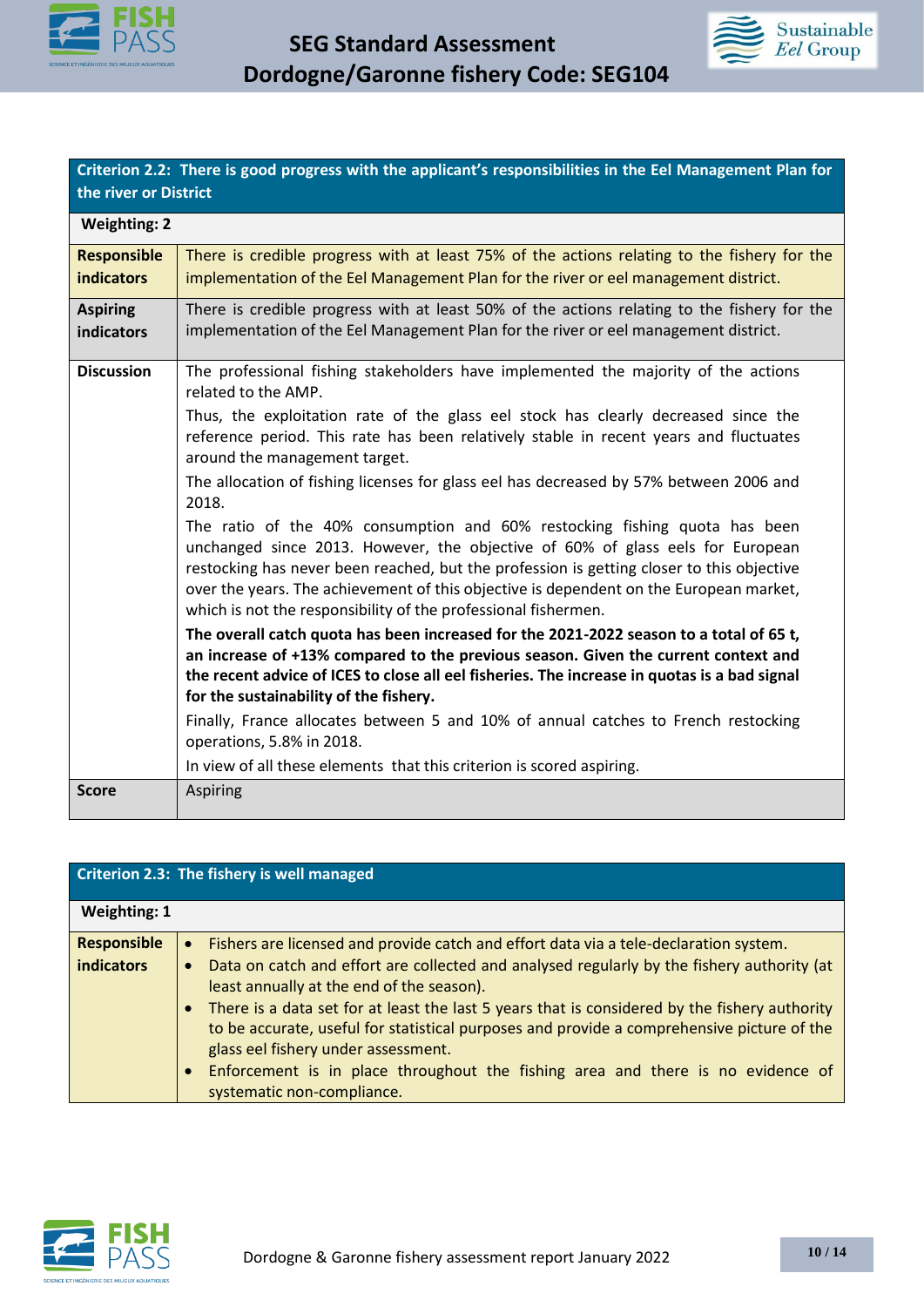| Criterion 2.2: There is good progress with the applicant's responsibilities in the Eel Management Plan for the river or District | |
|---|---|
| **Weighting: 2** | |
| **Responsible indicators** | There is credible progress with at least 75% of the actions relating to the fishery for the implementation of the Eel Management Plan for the river or eel management district. |
| **Aspiring indicators** | There is credible progress with at least 50% of the actions relating to the fishery for the implementation of the Eel Management Plan for the river or eel management district. |
| **Discussion** | The professional fishing stakeholders have implemented the majority of the actions related to the AMP.<br>Thus, the exploitation rate of the glass eel stock has clearly decreased since the reference period. This rate has been relatively stable in recent years and fluctuates around the management target.<br>The allocation of fishing licenses for glass eel has decreased by 57% between 2006 and 2018.<br>The ratio of the 40% consumption and 60% restocking fishing quota has been unchanged since 2013. However, the objective of 60% of glass eels for European restocking has never been reached, but the profession is getting closer to this objective over the years. The achievement of this objective is dependent on the European market, which is not the responsibility of the professional fishermen.<br>**The overall catch quota has been increased for the 2021-2022 season to a total of 65 t, an increase of +13% compared to the previous season. Given the current context and the recent advice of ICES to close all eel fisheries. The increase in quotas is a bad signal for the sustainability of the fishery.**<br>Finally, France allocates between 5 and 10% of annual catches to French restocking operations, 5.8% in 2018.<br>In view of all these elements that this criterion is scored aspiring. |
| **Score** | Aspiring |

| Criterion 2.3: The fishery is well managed | |
|---|---|
| **Weighting: 1** | |
| **Responsible indicators** | • Fishers are licensed and provide catch and effort data via a tele-declaration system.<br>• Data on catch and effort are collected and analysed regularly by the fishery authority (at least annually at the end of the season).<br>• There is a data set for at least the last 5 years that is considered by the fishery authority to be accurate, useful for statistical purposes and provide a comprehensive picture of the glass eel fishery under assessment.<br>• Enforcement is in place throughout the fishing area and there is no evidence of systematic non-compliance. |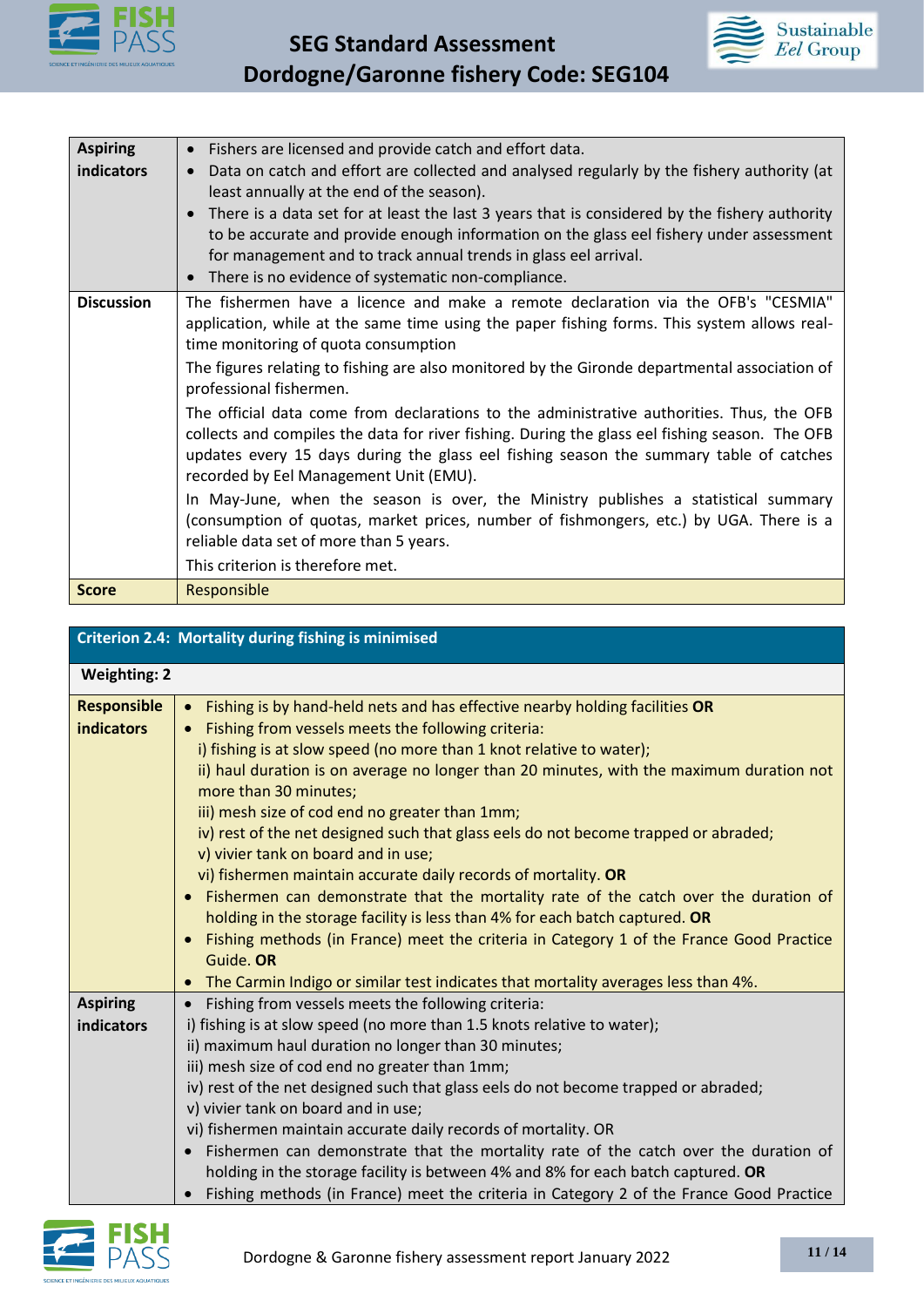| | |
|---|---|
| **Aspiring indicators** | • Fishers are licensed and provide catch and effort data.<br>• Data on catch and effort are collected and analysed regularly by the fishery authority (at least annually at the end of the season).<br>• There is a data set for at least the last 3 years that is considered by the fishery authority to be accurate and provide enough information on the glass eel fishery under assessment for management and to track annual trends in glass eel arrival.<br>• There is no evidence of systematic non-compliance. |
| **Discussion** | The fishermen have a licence and make a remote declaration via the OFB's "CESMIA" application, while at the same time using the paper fishing forms. This system allows real-time monitoring of quota consumption<br>The figures relating to fishing are also monitored by the Gironde departmental association of professional fishermen.<br>The official data come from declarations to the administrative authorities. Thus, the OFB collects and compiles the data for river fishing. During the glass eel fishing season. The OFB updates every 15 days during the glass eel fishing season the summary table of catches recorded by Eel Management Unit (EMU).<br>In May-June, when the season is over, the Ministry publishes a statistical summary (consumption of quotas, market prices, number of fishmongers, etc.) by UGA. There is a reliable data set of more than 5 years.<br>This criterion is therefore met. |
| **Score** | Responsible |

| **Criterion 2.4: Mortality during fishing is minimised** | |
|---|---|
| **Weighting: 2** | |
| **Responsible indicators** | • Fishing is by hand-held nets and has effective nearby holding facilities **OR**<br>• Fishing from vessels meets the following criteria:<br>i) fishing is at slow speed (no more than 1 knot relative to water);<br>ii) haul duration is on average no longer than 20 minutes, with the maximum duration not more than 30 minutes;<br>iii) mesh size of cod end no greater than 1mm;<br>iv) rest of the net designed such that glass eels do not become trapped or abraded;<br>v) vivier tank on board and in use;<br>vi) fishermen maintain accurate daily records of mortality. **OR**<br>• Fishermen can demonstrate that the mortality rate of the catch over the duration of holding in the storage facility is less than 4% for each batch captured. **OR**<br>• Fishing methods (in France) meet the criteria in Category 1 of the France Good Practice Guide. **OR**<br>• The Carmin Indigo or similar test indicates that mortality averages less than 4%. |
| **Aspiring indicators** | • Fishing from vessels meets the following criteria:<br>i) fishing is at slow speed (no more than 1.5 knots relative to water);<br>ii) maximum haul duration no longer than 30 minutes;<br>iii) mesh size of cod end no greater than 1mm;<br>iv) rest of the net designed such that glass eels do not become trapped or abraded;<br>v) vivier tank on board and in use;<br>vi) fishermen maintain accurate daily records of mortality. OR<br>• Fishermen can demonstrate that the mortality rate of the catch over the duration of holding in the storage facility is between 4% and 8% for each batch captured. **OR**<br>• Fishing methods (in France) meet the criteria in Category 2 of the France Good Practice |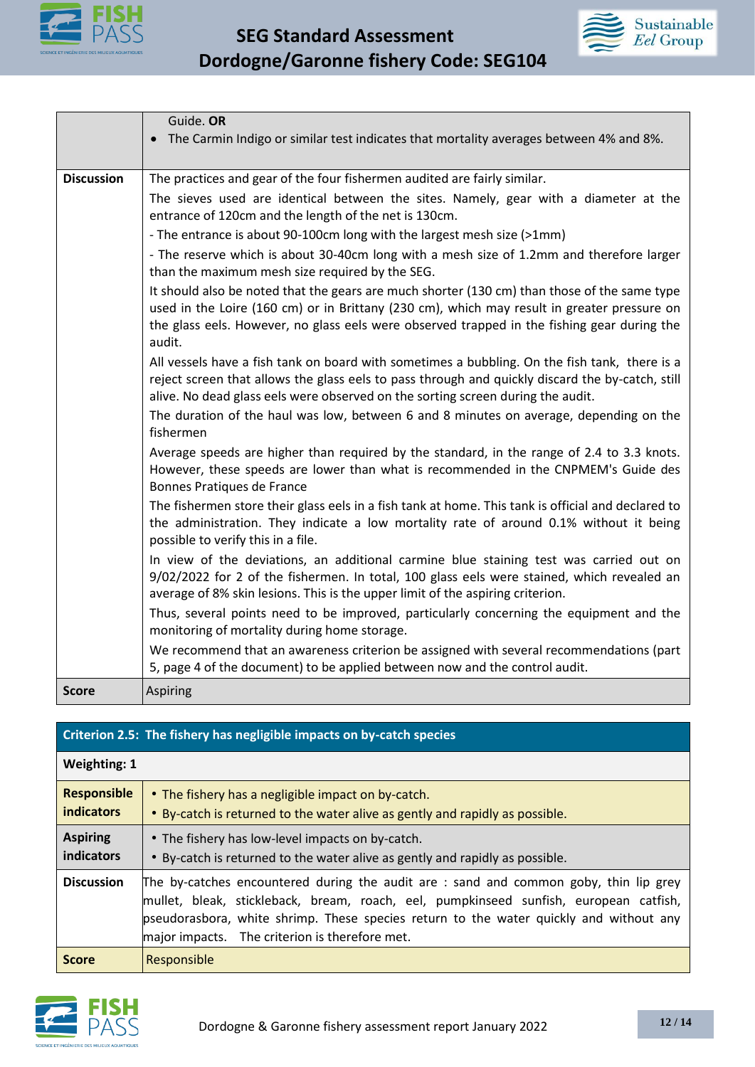| | |
|---|---|
| | Guide. **OR**<br>• The Carmin Indigo or similar test indicates that mortality averages between 4% and 8%. |
| **Discussion** | The practices and gear of the four fishermen audited are fairly similar.<br>The sieves used are identical between the sites. Namely, gear with a diameter at the entrance of 120cm and the length of the net is 130cm.<br>- The entrance is about 90-100cm long with the largest mesh size (>1mm)<br>- The reserve which is about 30-40cm long with a mesh size of 1.2mm and therefore larger than the maximum mesh size required by the SEG.<br>It should also be noted that the gears are much shorter (130 cm) than those of the same type used in the Loire (160 cm) or in Brittany (230 cm), which may result in greater pressure on the glass eels. However, no glass eels were observed trapped in the fishing gear during the audit.<br>All vessels have a fish tank on board with sometimes a bubbling. On the fish tank, there is a reject screen that allows the glass eels to pass through and quickly discard the by-catch, still alive. No dead glass eels were observed on the sorting screen during the audit.<br>The duration of the haul was low, between 6 and 8 minutes on average, depending on the fishermen<br>Average speeds are higher than required by the standard, in the range of 2.4 to 3.3 knots. However, these speeds are lower than what is recommended in the CNPMEM's Guide des Bonnes Pratiques de France<br>The fishermen store their glass eels in a fish tank at home. This tank is official and declared to the administration. They indicate a low mortality rate of around 0.1% without it being possible to verify this in a file.<br>In view of the deviations, an additional carmine blue staining test was carried out on 9/02/2022 for 2 of the fishermen. In total, 100 glass eels were stained, which revealed an average of 8% skin lesions. This is the upper limit of the aspiring criterion.<br>Thus, several points need to be improved, particularly concerning the equipment and the monitoring of mortality during home storage.<br>We recommend that an awareness criterion be assigned with several recommendations (part 5, page 4 of the document) to be applied between now and the control audit. |
| **Score** | Aspiring |

| **Criterion 2.5: The fishery has negligible impacts on by-catch species** | |
|---|---|
| **Weighting: 1** | |
| **Responsible indicators** | • The fishery has a negligible impact on by-catch.<br>• By-catch is returned to the water alive as gently and rapidly as possible. |
| **Aspiring indicators** | • The fishery has low-level impacts on by-catch.<br>• By-catch is returned to the water alive as gently and rapidly as possible. |
| **Discussion** | The by-catches encountered during the audit are : sand and common goby, thin lip grey mullet, bleak, stickleback, bream, roach, eel, pumpkinseed sunfish, european catfish, pseudorasbora, white shrimp. These species return to the water quickly and without any major impacts. The criterion is therefore met. |
| **Score** | Responsible |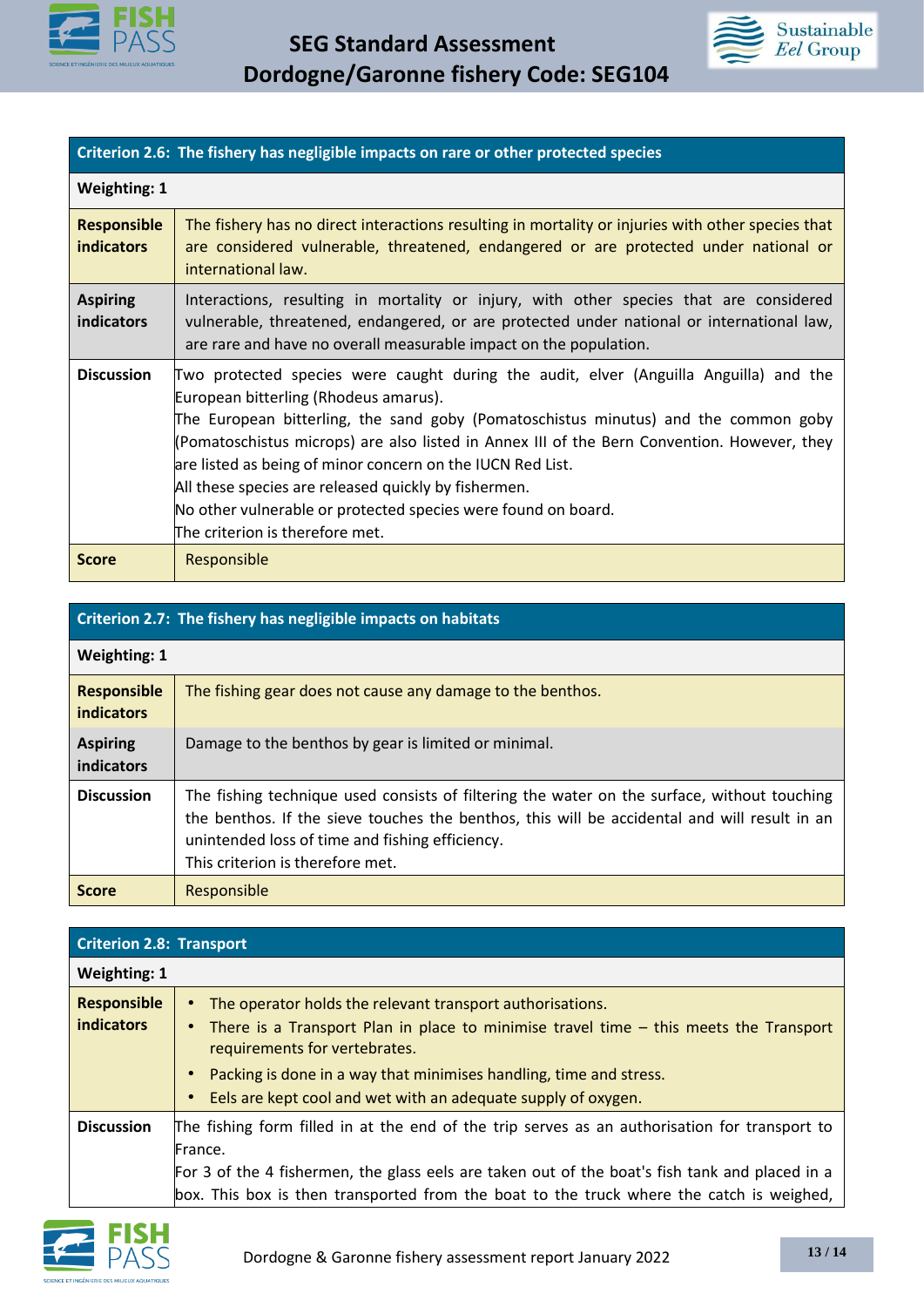| Criterion 2.6: The fishery has negligible impacts on rare or other protected species | |
|---|---|
| **Weighting: 1** | |
| **Responsible indicators** | The fishery has no direct interactions resulting in mortality or injuries with other species that are considered vulnerable, threatened, endangered or are protected under national or international law. |
| **Aspiring indicators** | Interactions, resulting in mortality or injury, with other species that are considered vulnerable, threatened, endangered, or are protected under national or international law, are rare and have no overall measurable impact on the population. |
| **Discussion** | Two protected species were caught during the audit, elver (Anguilla Anguilla) and the European bitterling (Rhodeus amarus).<br>The European bitterling, the sand goby (Pomatoschistus minutus) and the common goby (Pomatoschistus microps) are also listed in Annex III of the Bern Convention. However, they are listed as being of minor concern on the IUCN Red List.<br>All these species are released quickly by fishermen.<br>No other vulnerable or protected species were found on board.<br>The criterion is therefore met. |
| **Score** | Responsible |

| Criterion 2.7: The fishery has negligible impacts on habitats | |
|---|---|
| **Weighting: 1** | |
| **Responsible indicators** | The fishing gear does not cause any damage to the benthos. |
| **Aspiring indicators** | Damage to the benthos by gear is limited or minimal. |
| **Discussion** | The fishing technique used consists of filtering the water on the surface, without touching the benthos. If the sieve touches the benthos, this will be accidental and will result in an unintended loss of time and fishing efficiency.<br>This criterion is therefore met. |
| **Score** | Responsible |

| Criterion 2.8: Transport | |
|---|---|
| **Weighting: 1** | |
| **Responsible indicators** | • The operator holds the relevant transport authorisations.<br>• There is a Transport Plan in place to minimise travel time – this meets the Transport requirements for vertebrates.<br>• Packing is done in a way that minimises handling, time and stress.<br>• Eels are kept cool and wet with an adequate supply of oxygen. |
| **Discussion** | The fishing form filled in at the end of the trip serves as an authorisation for transport to France.<br>For 3 of the 4 fishermen, the glass eels are taken out of the boat's fish tank and placed in a box. This box is then transported from the boat to the truck where the catch is weighed, |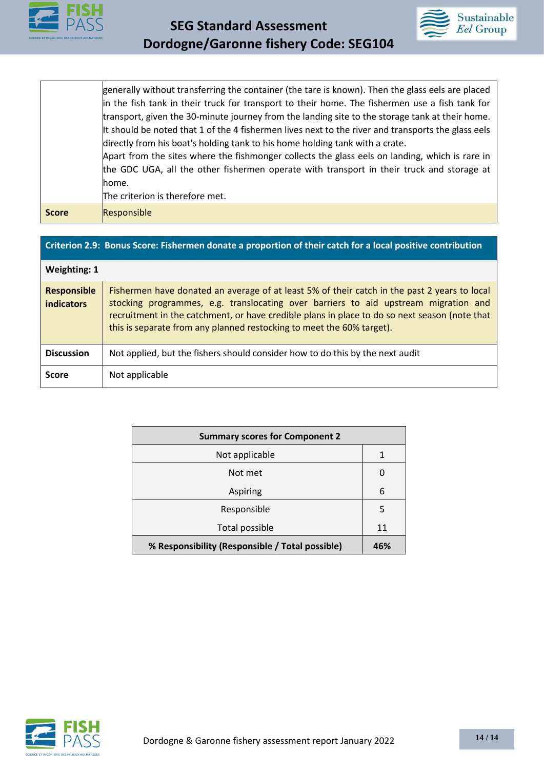| | |
|---|---|
| | generally without transferring the container (the tare is known). Then the glass eels are placed in the fish tank in their truck for transport to their home. The fishermen use a fish tank for transport, given the 30-minute journey from the landing site to the storage tank at their home. It should be noted that 1 of the 4 fishermen lives next to the river and transports the glass eels directly from his boat's holding tank to his home holding tank with a crate.<br>Apart from the sites where the fishmonger collects the glass eels on landing, which is rare in the GDC UGA, all the other fishermen operate with transport in their truck and storage at home.<br>The criterion is therefore met. |
| **Score** | Responsible |

| **Criterion 2.9: Bonus Score: Fishermen donate a proportion of their catch for a local positive contribution** | |
|---|---|
| **Weighting: 1** | |
| **Responsible indicators** | Fishermen have donated an average of at least 5% of their catch in the past 2 years to local stocking programmes, e.g. translocating over barriers to aid upstream migration and recruitment in the catchment, or have credible plans in place to do so next season (note that this is separate from any planned restocking to meet the 60% target). |
| **Discussion** | Not applied, but the fishers should consider how to do this by the next audit |
| **Score** | Not applicable |

| **Summary scores for Component 2** | |
|---|---|
| Not applicable | 1 |
| Not met | 0 |
| Aspiring | 6 |
| Responsible | 5 |
| Total possible | 11 |
| **% Responsibility (Responsible / Total possible)** | **46%** |